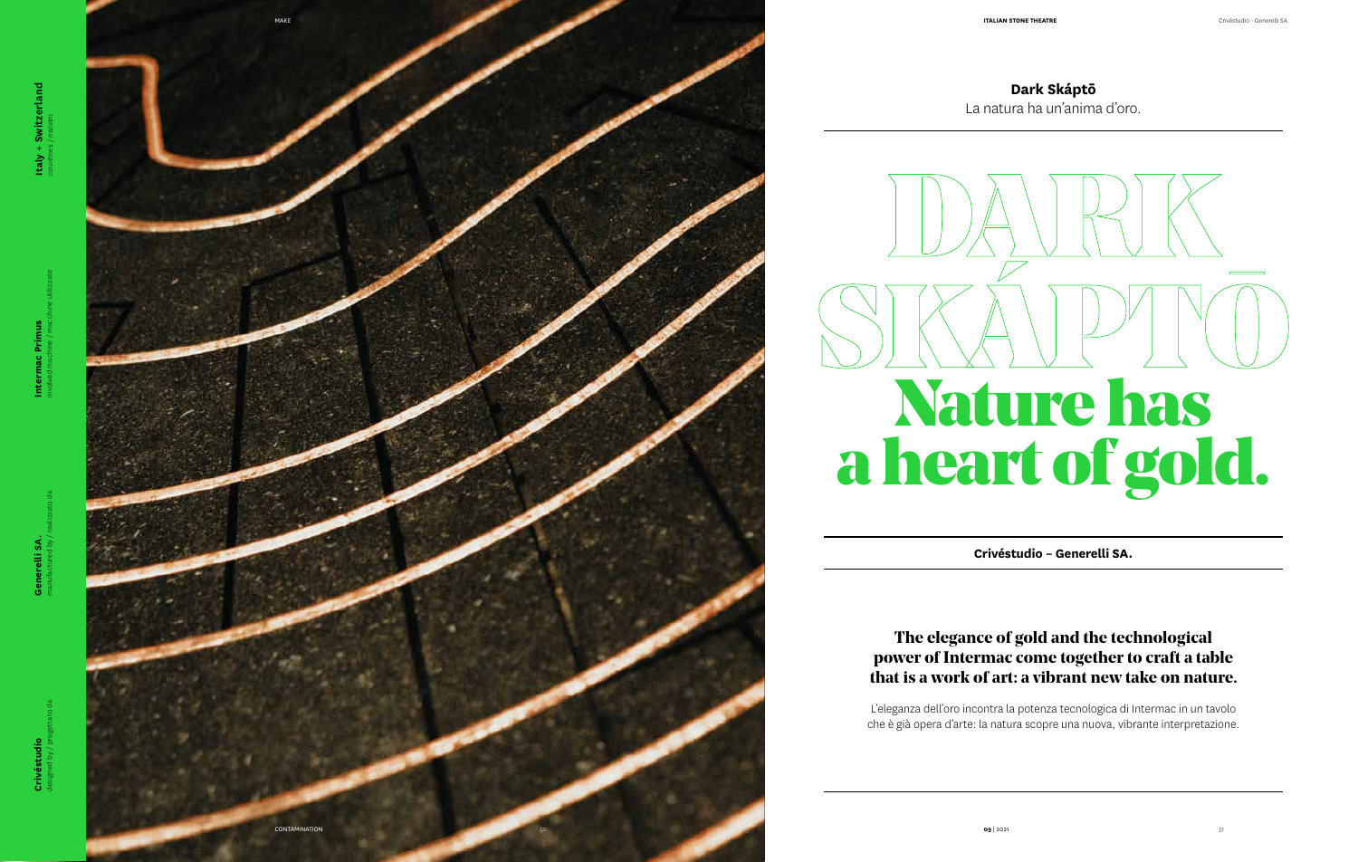**Italy + Switzerland**
countries / nazioni

**Intermac Primus**
involved machine / macchine utilizzate

**Generelli SA.**
manufactured by / realizzato da

**Crivéstudio**
designed by / progettato da

**Dark Skáptō**
La natura ha un'anima d'oro.

# DARK SKÁPTŌ

# Nature has a heart of gold.

**Crivéstudio – Generelli SA.**

## The elegance of gold and the technological power of Intermac come together to craft a table that is a work of art: a vibrant new take on nature.

L'eleganza dell'oro incontra la potenza tecnologica di Intermac in un tavolo che è già opera d'arte: la natura scopre una nuova, vibrante interpretazione.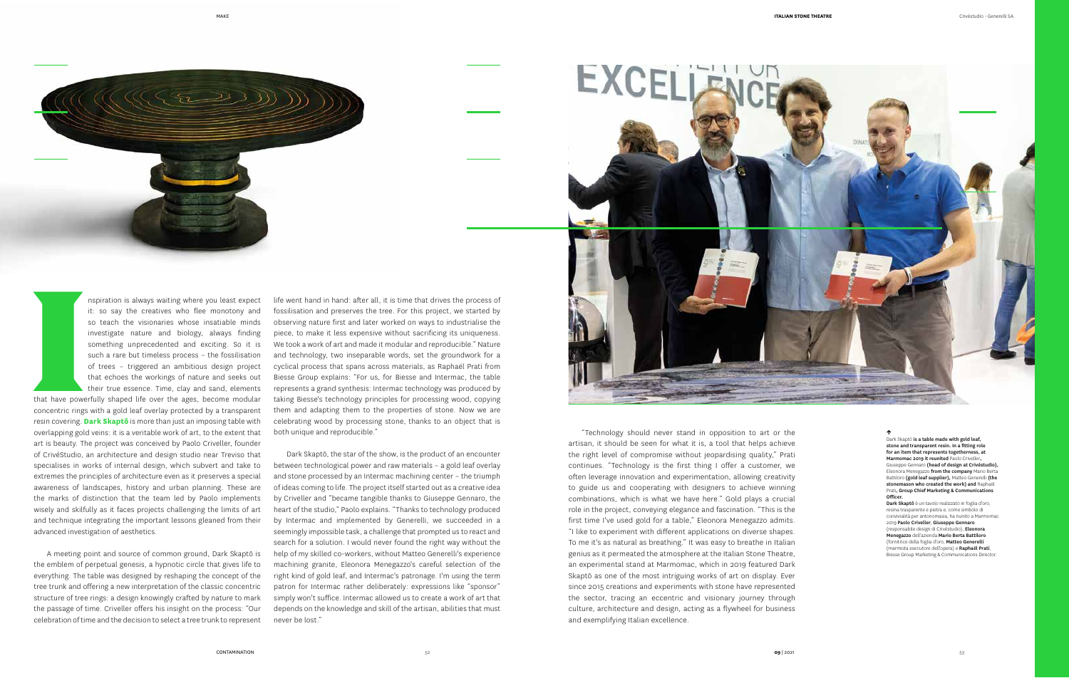Inspiration is always waiting where you least expect it: so say the creatives who flee monotony and so teach the visionaries whose insatiable minds investigate nature and biology, always finding something unprecedented and exciting. So it is such a rare but timeless process – the fossilisation of trees – triggered an ambitious design project that echoes the workings of nature and seeks out their true essence. Time, clay and sand, elements that have powerfully shaped life over the ages, become modular concentric rings with a gold leaf overlay protected by a transparent resin covering. **Dark Skaptō** is more than just an imposing table with overlapping gold veins: it is a veritable work of art, to the extent that art is beauty. The project was conceived by Paolo Criveller, founder of CrivéStudio, an architecture and design studio near Treviso that specialises in works of internal design, which subvert and take to extremes the principles of architecture even as it preserves a special awareness of landscapes, history and urban planning. These are the marks of distinction that the team led by Paolo implements wisely and skilfully as it faces projects challenging the limits of art and technique integrating the important lessons gleaned from their advanced investigation of aesthetics.

A meeting point and source of common ground, Dark Skaptō is the emblem of perpetual genesis, a hypnotic circle that gives life to everything. The table was designed by reshaping the concept of the tree trunk and offering a new interpretation of the classic concentric structure of tree rings: a design knowingly crafted by nature to mark the passage of time. Criveller offers his insight on the process: "Our celebration of time and the decision to select a tree trunk to represent life went hand in hand: after all, it is time that drives the process of fossilisation and preserves the tree. For this project, we started by observing nature first and later worked on ways to industrialise the piece, to make it less expensive without sacrificing its uniqueness. We took a work of art and made it modular and reproducible." Nature and technology, two inseparable words, set the groundwork for a cyclical process that spans across materials, as Raphaël Prati from Biesse Group explains: "For us, for Biesse and Intermac, the table represents a grand synthesis: Intermac technology was produced by taking Biesse's technology principles for processing wood, copying them and adapting them to the properties of stone. Now we are celebrating wood by processing stone, thanks to an object that is both unique and reproducible."

Dark Skaptō, the star of the show, is the product of an encounter between technological power and raw materials – a gold leaf overlay and stone processed by an Intermac machining center – the triumph of ideas coming to life. The project itself started out as a creative idea by Criveller and "became tangible thanks to Giuseppe Gennaro, the heart of the studio," Paolo explains. "Thanks to technology produced by Intermac and implemented by Generelli, we succeeded in a seemingly impossible task, a challenge that prompted us to react and search for a solution. I would never found the right way without the help of my skilled co-workers, without Matteo Generelli's experience machining granite, Eleonora Menegazzo's careful selection of the right kind of gold leaf, and Intermac's patronage. I'm using the term patron for Intermac rather deliberately: expressions like "sponsor" simply won't suffice. Intermac allowed us to create a work of art that depends on the knowledge and skill of the artisan, abilities that must never be lost."

"Technology should never stand in opposition to art or the artisan, it should be seen for what it is, a tool that helps achieve the right level of compromise without jeopardising quality," Prati continues. "Technology is the first thing I offer a customer, we often leverage innovation and experimentation, allowing creativity to guide us and cooperating with designers to achieve winning combinations, which is what we have here." Gold plays a crucial role in the project, conveying elegance and fascination. "This is the first time I've used gold for a table," Eleonora Menegazzo admits. "I like to experiment with different applications on diverse shapes. To me it's as natural as breathing." It was easy to breathe in Italian genius as it permeated the atmosphere at the Italian Stone Theatre, an experimental stand at Marmomac, which in 2019 featured Dark Skaptō as one of the most intriguing works of art on display. Ever since 2015 creations and experiments with stone have represented the sector, tracing an eccentric and visionary journey through culture, architecture and design, acting as a flywheel for business and exemplifying Italian excellence.

↑
Dark Skaptō **is a table made with gold leaf, stone and transparent resin. In a fitting role for an item that represents togetherness, at Marmomac 2019 it reunited** Paolo Criveller, Giuseppe Gennaro **(head of design at Crivéstudio),** Eleonora Menegazzo **from the company** Mario Berta Battiloro **(gold leaf supplier),** Matteo Generelli **(the stonemason who created the work) and** Raphaël Prati, **Group Chief Marketing & Communications Officer.**

**Dark Skaptō** è un tavolo realizzato in foglia d'oro, resina trasparente e pietra e, come simbolo di convivialità per antonomasia, ha riunito a Marmomac 2019 **Paolo Criveller**, **Giuseppe Gennaro** (responsabile design di Crivéstudio), **Eleonora Menegazzo** dell'azienda **Mario Berta Battiloro** (fornitrice della foglia d'oro), **Matteo Generelli** (marmista esecutore dell'opera) e **Raphaël Prati**, Biesse Group Marketing & Communications Director.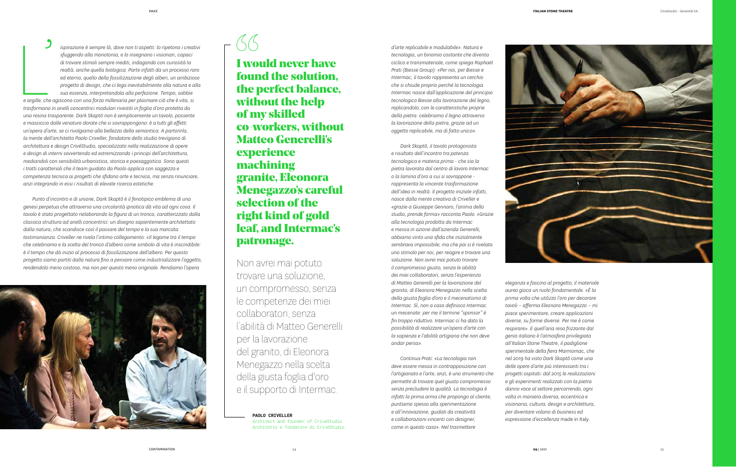L'ispirazione è sempre là, dove non ti aspetti: lo ripetono i creativi sfuggendo alla monotonia, e lo insegnano i visionari, capaci di trovare stimoli sempre inediti, indagando con curiosità la realtà, anche quella biologica. Parte infatti da un processo raro ed eterno, quello della fossilizzazione degli alberi, un ambizioso progetto di design, che ci lega inevitabilmente alla natura e alla sua essenza, interpretandola alla perfezione. Tempo, sabbie e argille, che agiscono con una forza millenaria per plasmare ciò che è vita, si trasformano in anelli concentrici modulari rivestiti in foglia d'oro protetta da una resina trasparente. Dark Skaptō non è semplicemente un tavolo, possente e massiccio dalle venature dorate che si sovrappongono: è a tutti gli effetti un'opera d'arte, se ci rivolgiamo alla bellezza della semantica. A partorirla, la mente dell'architetto Paolo Criveller, fondatore dello studio trevigiano di architettura e design CrivéStudio, specializzato nella realizzazione di opere e design di interni sovvertendo ed estremizzando i principi dell'architettura, mediandoli con sensibilità urbanistica, storica e paesaggistica. Sono questi i tratti caratteriali che il team guidato da Paolo applica con saggezza e competenza tecnica ai progetti che sfidano arte e tecnica, ma senza rinunciare, anzi integrando in essi i risultati di elevate ricerca estetiche.

Punto d'incontro e di unione, Dark Skaptō è il fenotipico emblema di una genesi perpetua che attraverso una circolarità ipnotica dà vita ad ogni cosa. Il tavolo è stato progettato rielaborando la figura di un tronco, caratterizzato dalla classica struttura ad anelli concentrici: un disegno sapientemente architettato dalla natura, che scandisce così il passare del tempo e la sua marcata testimonianza. Criveller ne rivela l'intimo collegamento: «Il legame tra il tempo che celebriamo e la scelta del tronco d'albero come simbolo di vita è inscindibile: è il tempo che dà inizio al processo di fossilizzazione dell'albero. Per questo progetto siamo partiti dalla natura fino a pensare come industrializzare l'oggetto, rendendolo meno costoso, ma non per questo meno originale. Rendiamo l'opera d'arte replicabile e modulabile». Natura e tecnologia, un binomio costante che diventa ciclico e transmateriale, come spiega Raphaël Prati (Biesse Group): «Per noi, per Biesse e Intermac, il tavolo rappresenta un cerchio che si chiude proprio perché la tecnologia Intermac nasce dall'applicazione del principio tecnologico Biesse alla lavorazione del legno, replicandolo, con le caratteristiche proprie della pietra: celebriamo il legno attraverso la lavorazione della pietra, grazie ad un oggetto replicabile, ma di fatto unico».

> **I would never have found the solution, the perfect balance, without the help of my skilled co-workers, without Matteo Generelli's experience machining granite, Eleonora Menegazzo's careful selection of the right kind of gold leaf, and Intermac's patronage.**
>
> Non avrei mai potuto trovare una soluzione, un compromesso, senza le competenze dei miei collaboratori, senza l'abilità di Matteo Generelli per la lavorazione del granito, di Eleonora Menegazzo nella scelta della giusta foglia d'oro e il supporto di Intermac.
>
> **PAOLO CRIVELLER**
> Architect and founder of CrivéStudio
> Architetto e fondatore di CrivéStudio

Dark Skaptō, il tavolo protagonista e risultato dell'incontro tra potenza tecnologica e materia prima - che sia la pietra lavorata dal centro di lavoro Intermac o la lamina d'oro a cui si sovrappone - rappresenta la vincente trasformazione dell'idea in realtà. Il progetto iniziale infatti, nasce dalla mente creativa di Criveller e «grazie a Giuseppe Gennaro, l'anima dello studio, prende forma» racconta Paolo. «Grazie alla tecnologia prodotta da Intermac e messa in azione dall'azienda Generelli, abbiamo vinto una sfida che inizialmente sembrava impossibile, ma che poi si è rivelata uno stimolo per noi, per reagire e trovare una soluzione. Non avrei mai potuto trovare il compromesso giusto, senza le abilità dei miei collaboratori, senza l'esperienza di Matteo Generelli per la lavorazione del granito, di Eleonora Menegazzo nella scelta della giusta foglia d'oro e il mecenatismo di Intermac. Sì, non a caso definisco Intermac un mecenate: per me il termine "sponsor" è fin troppo riduttivo. Intermac ci ha dato la possibilità di realizzare un'opera d'arte con la sapienza e l'abilità artigiana che non deve andar persa».

Continua Prati: «La tecnologia non deve essere messa in contrapposizione con l'artigianato e l'arte, anzi, è uno strumento che permette di trovare quel giusto compromesso senza precludere la qualità. La tecnologia è infatti la prima arma che propongo al cliente, puntiamo spesso alla sperimentazione e all'innovazione, guidati da creatività e collaborazioni vincenti con designer, come in questo caso». Nel trasmettere eleganza e fascino al progetto, il materiale aureo gioca un ruolo fondamentale. «È la prima volta che utilizzo l'oro per decorare tavoli – afferma Eleonora Menegazzo – mi piace sperimentare, creare applicazioni diverse, su forme diverse. Per me è come respirare». E quell'aria resa frizzante dal genio italiano è l'atmosfera privilegiata all'Italian Stone Theatre, il padiglione sperimentale della fiera Marmomac, che nel 2019 ha visto Dark Skaptō come una delle opere d'arte più interessanti tra i progetti ospitati: dal 2015 le realizzazioni e gli esperimenti realizzati con la pietra danno voce al settore percorrendo, ogni volta in maniera diversa, eccentrica e visionaria, cultura, design e architettura, per diventare volano di business ed espressione d'eccellenza made in Italy.